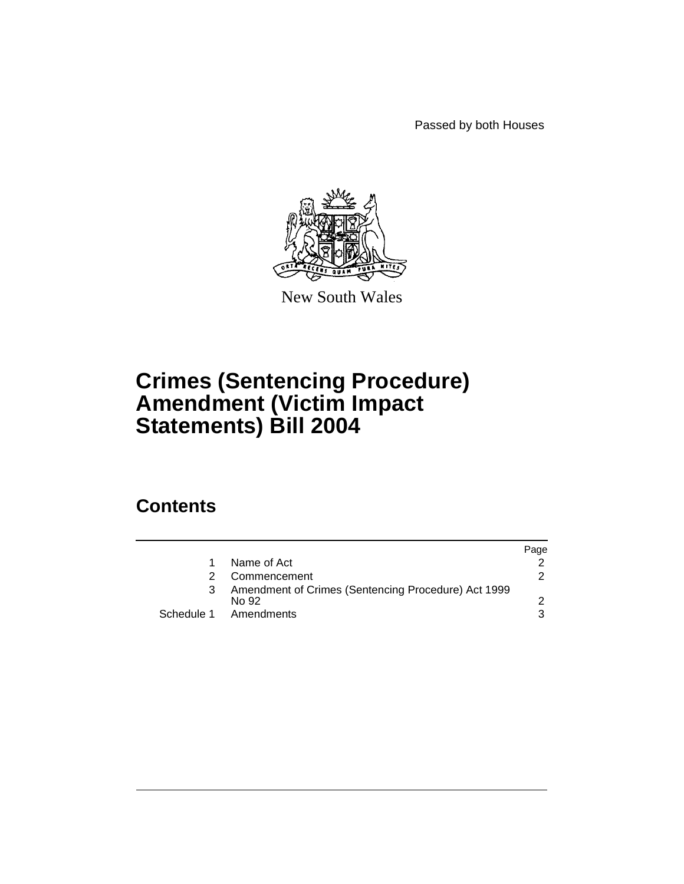Passed by both Houses

New South Wales

# Crimes (Sentencing Procedure) Amendment (Victim Impact Statements) Bill 2004

## Contents

| | | Page |
|---|---|---|
| 1 | Name of Act | 2 |
| 2 | Commencement | 2 |
| 3 | Amendment of Crimes (Sentencing Procedure) Act 1999 No 92 | 2 |
| Schedule 1 | Amendments | 3 |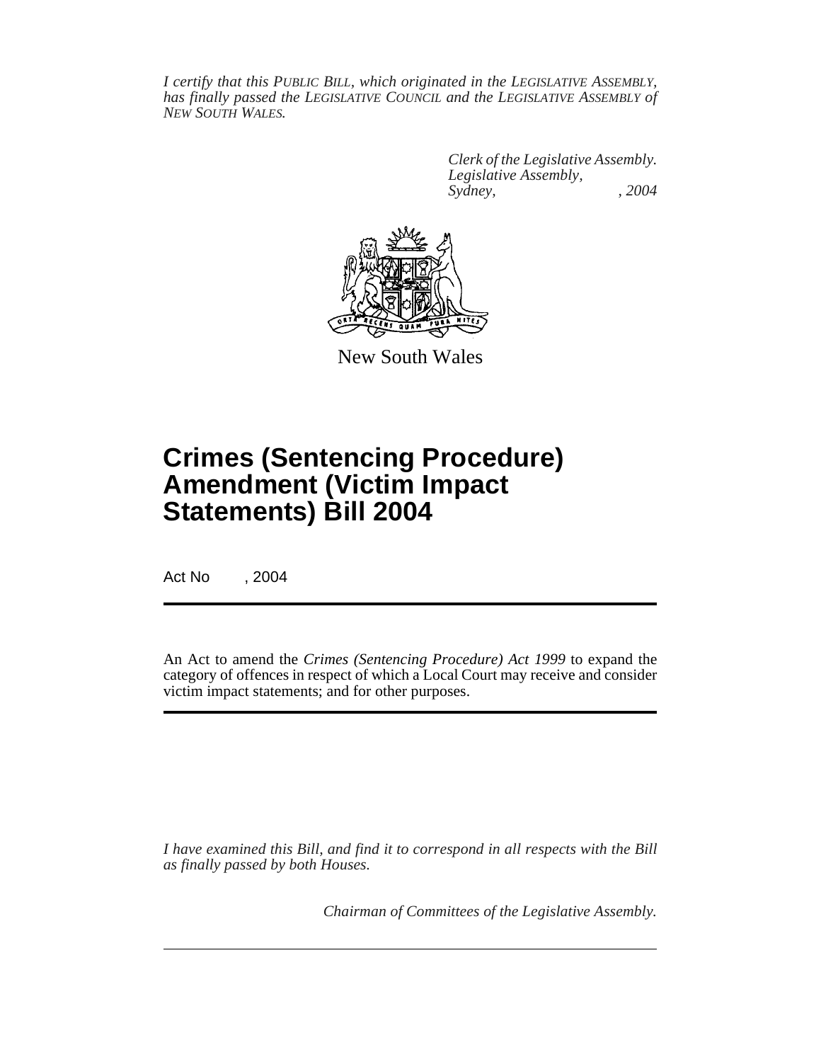*I certify that this PUBLIC BILL, which originated in the LEGISLATIVE ASSEMBLY, has finally passed the LEGISLATIVE COUNCIL and the LEGISLATIVE ASSEMBLY of NEW SOUTH WALES.*

*Clerk of the Legislative Assembly.*
*Legislative Assembly,*
*Sydney, , 2004*

New South Wales

# Crimes (Sentencing Procedure) Amendment (Victim Impact Statements) Bill 2004

Act No , 2004

An Act to amend the *Crimes (Sentencing Procedure) Act 1999* to expand the category of offences in respect of which a Local Court may receive and consider victim impact statements; and for other purposes.

*I have examined this Bill, and find it to correspond in all respects with the Bill as finally passed by both Houses.*

*Chairman of Committees of the Legislative Assembly.*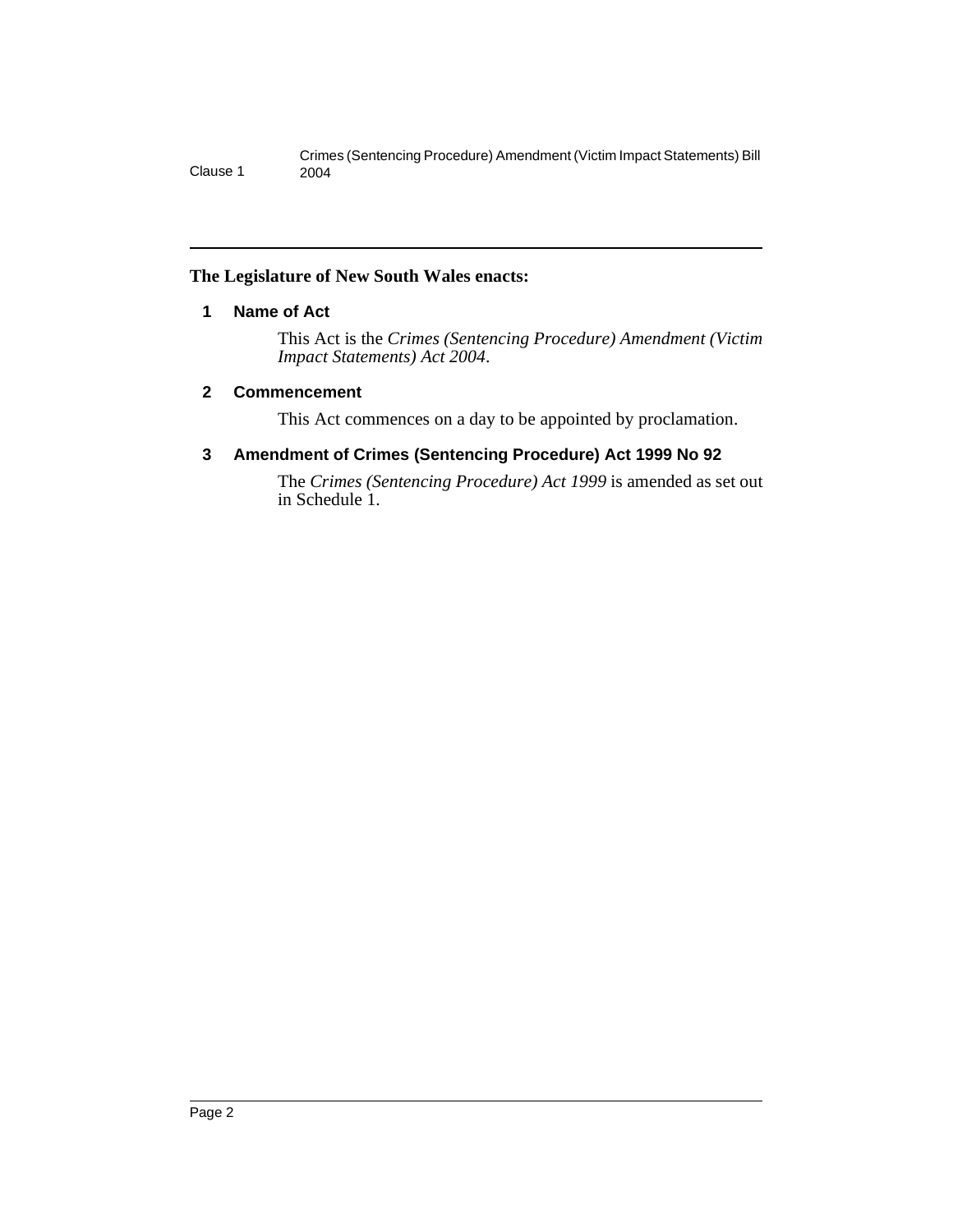**The Legislature of New South Wales enacts:**

## 1 Name of Act

This Act is the *Crimes (Sentencing Procedure) Amendment (Victim Impact Statements) Act 2004*.

## 2 Commencement

This Act commences on a day to be appointed by proclamation.

## 3 Amendment of Crimes (Sentencing Procedure) Act 1999 No 92

The *Crimes (Sentencing Procedure) Act 1999* is amended as set out in Schedule 1.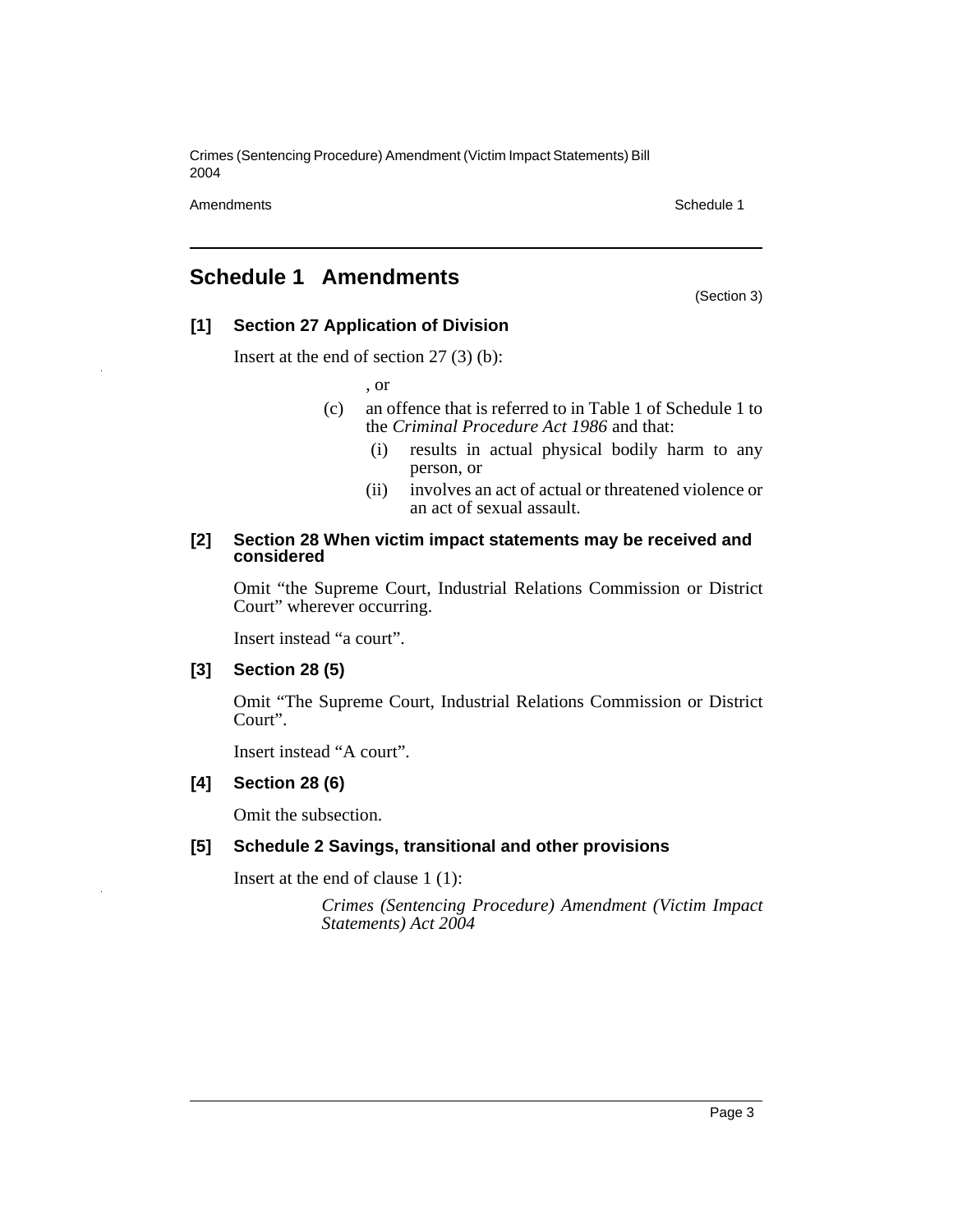## Schedule 1 Amendments

(Section 3)

### [1] Section 27 Application of Division

Insert at the end of section 27 (3) (b):

, or

(c) an offence that is referred to in Table 1 of Schedule 1 to the *Criminal Procedure Act 1986* and that:

(i) results in actual physical bodily harm to any person, or

(ii) involves an act of actual or threatened violence or an act of sexual assault.

### [2] Section 28 When victim impact statements may be received and considered

Omit "the Supreme Court, Industrial Relations Commission or District Court" wherever occurring.

Insert instead "a court".

### [3] Section 28 (5)

Omit "The Supreme Court, Industrial Relations Commission or District Court".

Insert instead "A court".

### [4] Section 28 (6)

Omit the subsection.

### [5] Schedule 2 Savings, transitional and other provisions

Insert at the end of clause 1 (1):

*Crimes (Sentencing Procedure) Amendment (Victim Impact Statements) Act 2004*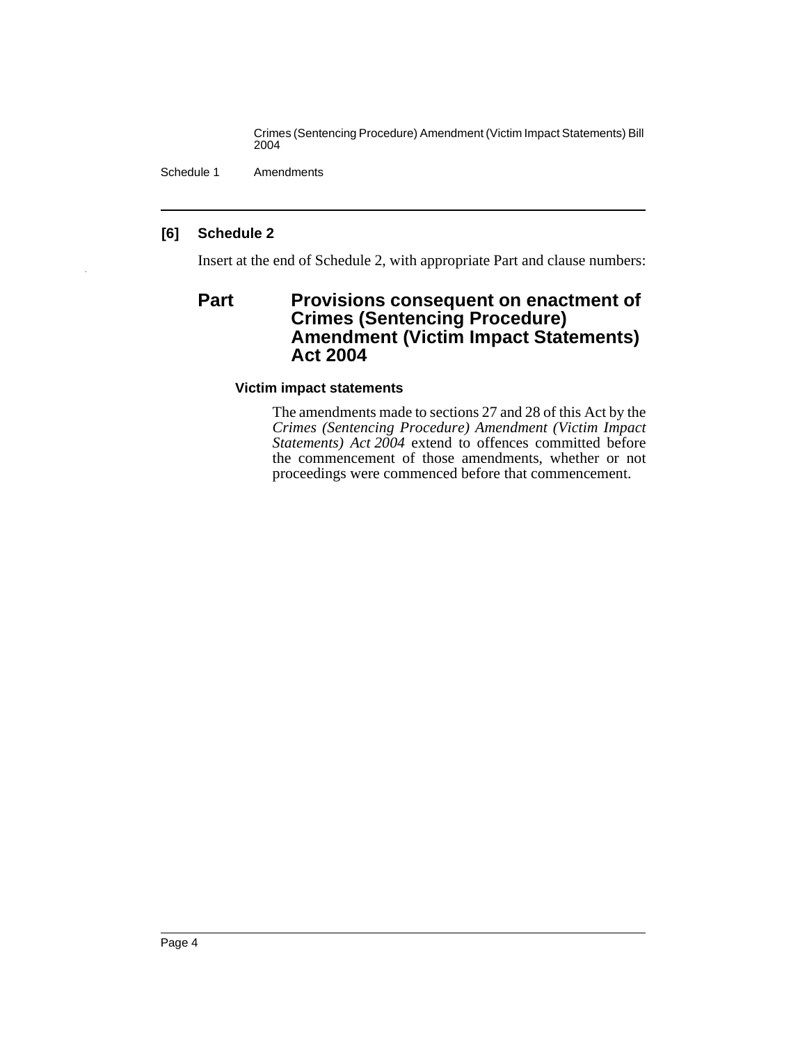## [6] Schedule 2

Insert at the end of Schedule 2, with appropriate Part and clause numbers:

# Part Provisions consequent on enactment of Crimes (Sentencing Procedure) Amendment (Victim Impact Statements) Act 2004

### Victim impact statements

The amendments made to sections 27 and 28 of this Act by the *Crimes (Sentencing Procedure) Amendment (Victim Impact Statements) Act 2004* extend to offences committed before the commencement of those amendments, whether or not proceedings were commenced before that commencement.